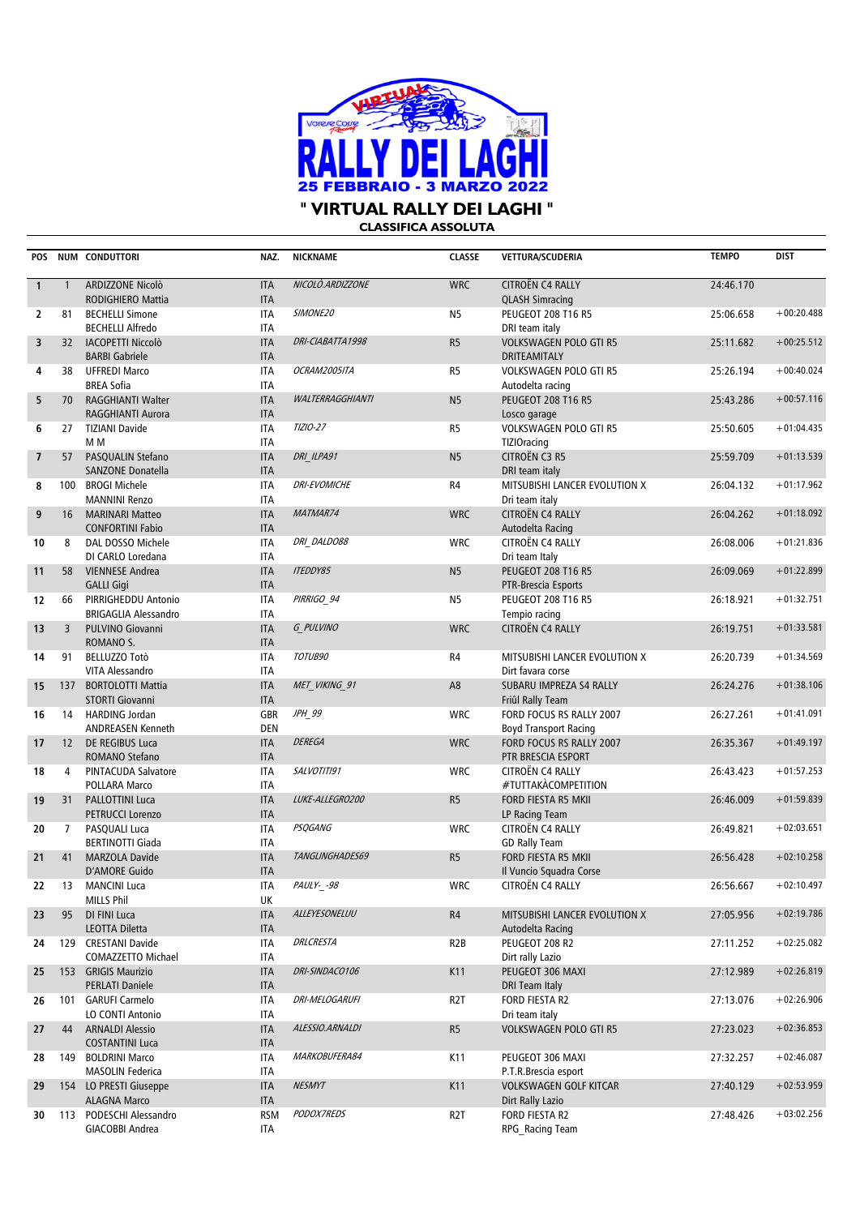# VIRTUAL RALLY DEI LAGHI

## 25 FEBBRAIO - 3 MARZO 2022

## " VIRTUAL RALLY DEI LAGHI "

### CLASSIFICA ASSOLUTA

| POS | NUM | CONDUTTORI | NAZ. | NICKNAME | CLASSE | VETTURA/SCUDERIA | TEMPO | DIST |
|---|---|---|---|---|---|---|---|---|
| 1 | 1 | ARDIZZONE Nicolò<br>RODIGHIERO Mattia | ITA<br>ITA | NICOLÒ.ARDIZZONE | WRC | CITROËN C4 RALLY<br>QLASH Simracing | 24:46.170 | |
| 2 | 81 | BECHELLI Simone<br>BECHELLI Alfredo | ITA<br>ITA | SIMONE20 | N5 | PEUGEOT 208 T16 R5<br>DRI team italy | 25:06.658 | +00:20.488 |
| 3 | 32 | IACOPETTI Niccolò<br>BARBI Gabriele | ITA<br>ITA | DRI-CIABATTA1998 | R5 | VOLKSWAGEN POLO GTI R5<br>DRITEAMITALY | 25:11.682 | +00:25.512 |
| 4 | 38 | UFFREDI Marco<br>BREA Sofia | ITA<br>ITA | OCRAM2005ITA | R5 | VOLKSWAGEN POLO GTI R5<br>Autodelta racing | 25:26.194 | +00:40.024 |
| 5 | 70 | RAGGHIANTI Walter<br>RAGGHIANTI Aurora | ITA<br>ITA | WALTERRAGGHIANTI | N5 | PEUGEOT 208 T16 R5<br>Losco garage | 25:43.286 | +00:57.116 |
| 6 | 27 | TIZIANI Davide<br>M M | ITA<br>ITA | TIZIO-27 | R5 | VOLKSWAGEN POLO GTI R5<br>TIZIOracing | 25:50.605 | +01:04.435 |
| 7 | 57 | PASQUALIN Stefano<br>SANZONE Donatella | ITA<br>ITA | DRI_ILPA91 | N5 | CITROËN C3 R5<br>DRI team italy | 25:59.709 | +01:13.539 |
| 8 | 100 | BROGI Michele<br>MANNINI Renzo | ITA<br>ITA | DRI-EVOMICHE | R4 | MITSUBISHI LANCER EVOLUTION X<br>Dri team italy | 26:04.132 | +01:17.962 |
| 9 | 16 | MARINARI Matteo<br>CONFORTINI Fabio | ITA<br>ITA | MATMAR74 | WRC | CITROËN C4 RALLY<br>Autodelta Racing | 26:04.262 | +01:18.092 |
| 10 | 8 | DAL DOSSO Michele<br>DI CARLO Loredana | ITA<br>ITA | DRI_DALDO88 | WRC | CITROËN C4 RALLY<br>Dri team Italy | 26:08.006 | +01:21.836 |
| 11 | 58 | VIENNESE Andrea<br>GALLI Gigi | ITA<br>ITA | ITEDDY85 | N5 | PEUGEOT 208 T16 R5<br>PTR-Brescia Esports | 26:09.069 | +01:22.899 |
| 12 | 66 | PIRRIGHEDDU Antonio<br>BRIGAGLIA Alessandro | ITA<br>ITA | PIRRIGO_94 | N5 | PEUGEOT 208 T16 R5<br>Tempio racing | 26:18.921 | +01:32.751 |
| 13 | 3 | PULVINO Giovanni<br>ROMANO S. | ITA<br>ITA | G_PULVINO | WRC | CITROËN C4 RALLY | 26:19.751 | +01:33.581 |
| 14 | 91 | BELLUZZO Totò<br>VITA Alessandro | ITA<br>ITA | TOTUB90 | R4 | MITSUBISHI LANCER EVOLUTION X<br>Dirt favara corse | 26:20.739 | +01:34.569 |
| 15 | 137 | BORTOLOTTI Mattia<br>STORTI Giovanni | ITA<br>ITA | MET_VIKING_91 | A8 | SUBARU IMPREZA S4 RALLY<br>Friûl Rally Team | 26:24.276 | +01:38.106 |
| 16 | 14 | HARDING Jordan<br>ANDREASEN Kenneth | GBR<br>DEN | JPH_99 | WRC | FORD FOCUS RS RALLY 2007<br>Boyd Transport Racing | 26:27.261 | +01:41.091 |
| 17 | 12 | DE REGIBUS Luca<br>ROMANO Stefano | ITA<br>ITA | DEREGA | WRC | FORD FOCUS RS RALLY 2007<br>PTR BRESCIA ESPORT | 26:35.367 | +01:49.197 |
| 18 | 4 | PINTACUDA Salvatore<br>POLLARA Marco | ITA<br>ITA | SALVOTITI91 | WRC | CITROËN C4 RALLY<br>#TUTTAKÀCOMPETITION | 26:43.423 | +01:57.253 |
| 19 | 31 | PALLOTTINI Luca<br>PETRUCCI Lorenzo | ITA<br>ITA | LUKE-ALLEGRO200 | R5 | FORD FIESTA R5 MKII<br>LP Racing Team | 26:46.009 | +01:59.839 |
| 20 | 7 | PASQUALI Luca<br>BERTINOTTI Giada | ITA<br>ITA | PSQGANG | WRC | CITROËN C4 RALLY<br>GD Rally Team | 26:49.821 | +02:03.651 |
| 21 | 41 | MARZOLA Davide<br>D'AMORE Guido | ITA<br>ITA | TANGLINGHADES69 | R5 | FORD FIESTA R5 MKII<br>Il Vuncio Squadra Corse | 26:56.428 | +02:10.258 |
| 22 | 13 | MANCINI Luca<br>MILLS Phil | ITA<br>UK | PAULY-_-98 | WRC | CITROËN C4 RALLY | 26:56.667 | +02:10.497 |
| 23 | 95 | DI FINI Luca<br>LEOTTA Diletta | ITA<br>ITA | ALLEYESONELUU | R4 | MITSUBISHI LANCER EVOLUTION X<br>Autodelta Racing | 27:05.956 | +02:19.786 |
| 24 | 129 | CRESTANI Davide<br>COMAZZETTO Michael | ITA<br>ITA | DRLCRESTA | R2B | PEUGEOT 208 R2<br>Dirt rally Lazio | 27:11.252 | +02:25.082 |
| 25 | 153 | GRIGIS Maurizio<br>PERLATI Daniele | ITA<br>ITA | DRI-SINDACO106 | K11 | PEUGEOT 306 MAXI<br>DRI Team Italy | 27:12.989 | +02:26.819 |
| 26 | 101 | GARUFI Carmelo<br>LO CONTI Antonio | ITA<br>ITA | DRI-MELOGARUFI | R2T | FORD FIESTA R2<br>Dri team italy | 27:13.076 | +02:26.906 |
| 27 | 44 | ARNALDI Alessio<br>COSTANTINI Luca | ITA<br>ITA | ALESSIO.ARNALDI | R5 | VOLKSWAGEN POLO GTI R5 | 27:23.023 | +02:36.853 |
| 28 | 149 | BOLDRINI Marco<br>MASOLIN Federica | ITA<br>ITA | MARKOBUFERA84 | K11 | PEUGEOT 306 MAXI<br>P.T.R.Brescia esport | 27:32.257 | +02:46.087 |
| 29 | 154 | LO PRESTI Giuseppe<br>ALAGNA Marco | ITA<br>ITA | NESMYT | K11 | VOLKSWAGEN GOLF KITCAR<br>Dirt Rally Lazio | 27:40.129 | +02:53.959 |
| 30 | 113 | PODESCHI Alessandro<br>GIACOBBI Andrea | RSM<br>ITA | PODOX7REDS | R2T | FORD FIESTA R2<br>RPG_Racing Team | 27:48.426 | +03:02.256 |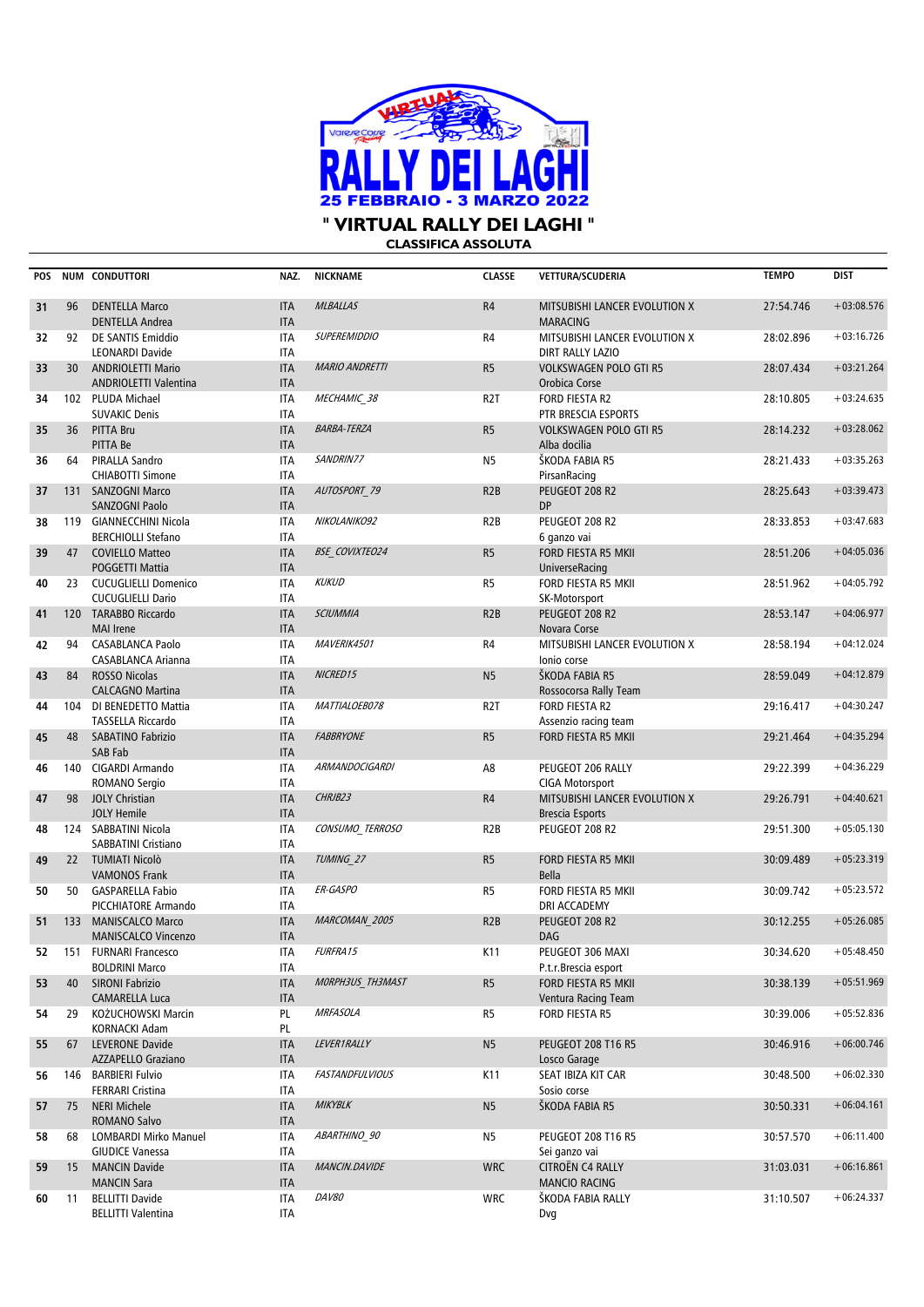# " VIRTUAL RALLY DEI LAGHI "

### CLASSIFICA ASSOLUTA

| POS | NUM | CONDUTTORI | NAZ. | NICKNAME | CLASSE | VETTURA/SCUDERIA | TEMPO | DIST |
|---|---|---|---|---|---|---|---|---|
| 31 | 96 | DENTELLA Marco<br>DENTELLA Andrea | ITA<br>ITA | *MLBALLAS* | R4 | MITSUBISHI LANCER EVOLUTION X<br>MARACING | 27:54.746 | +03:08.576 |
| 32 | 92 | DE SANTIS Emiddio<br>LEONARDI Davide | ITA<br>ITA | *SUPEREMIDDIO* | R4 | MITSUBISHI LANCER EVOLUTION X<br>DIRT RALLY LAZIO | 28:02.896 | +03:16.726 |
| 33 | 30 | ANDRIOLETTI Mario<br>ANDRIOLETTI Valentina | ITA<br>ITA | *MARIO ANDRETTI* | R5 | VOLKSWAGEN POLO GTI R5<br>Orobica Corse | 28:07.434 | +03:21.264 |
| 34 | 102 | PLUDA Michael<br>SUVAKIC Denis | ITA<br>ITA | *MECHAMIC_38* | R2T | FORD FIESTA R2<br>PTR BRESCIA ESPORTS | 28:10.805 | +03:24.635 |
| 35 | 36 | PITTA Bru<br>PITTA Be | ITA<br>ITA | *BARBA-TERZA* | R5 | VOLKSWAGEN POLO GTI R5<br>Alba docilia | 28:14.232 | +03:28.062 |
| 36 | 64 | PIRALLA Sandro<br>CHIABOTTI Simone | ITA<br>ITA | *SANDRIN77* | N5 | ŠKODA FABIA R5<br>PirsanRacing | 28:21.433 | +03:35.263 |
| 37 | 131 | SANZOGNI Marco<br>SANZOGNI Paolo | ITA<br>ITA | *AUTOSPORT_79* | R2B | PEUGEOT 208 R2<br>DP | 28:25.643 | +03:39.473 |
| 38 | 119 | GIANNECCHINI Nicola<br>BERCHIOLLI Stefano | ITA<br>ITA | *NIKOLANIKO92* | R2B | PEUGEOT 208 R2<br>6 ganzo vai | 28:33.853 | +03:47.683 |
| 39 | 47 | COVIELLO Matteo<br>POGGETTI Mattia | ITA<br>ITA | *BSE_COVIXTEO24* | R5 | FORD FIESTA R5 MKII<br>UniverseRacing | 28:51.206 | +04:05.036 |
| 40 | 23 | CUCUGLIELLI Domenico<br>CUCUGLIELLI Dario | ITA<br>ITA | *KUKUD* | R5 | FORD FIESTA R5 MKII<br>SK-Motorsport | 28:51.962 | +04:05.792 |
| 41 | 120 | TARABBO Riccardo<br>MAI Irene | ITA<br>ITA | *SCIUMMIA* | R2B | PEUGEOT 208 R2<br>Novara Corse | 28:53.147 | +04:06.977 |
| 42 | 94 | CASABLANCA Paolo<br>CASABLANCA Arianna | ITA<br>ITA | *MAVERIK4501* | R4 | MITSUBISHI LANCER EVOLUTION X<br>Ionio corse | 28:58.194 | +04:12.024 |
| 43 | 84 | ROSSO Nicolas<br>CALCAGNO Martina | ITA<br>ITA | *NICRED15* | N5 | ŠKODA FABIA R5<br>Rossocorsa Rally Team | 28:59.049 | +04:12.879 |
| 44 | 104 | DI BENEDETTO Mattia<br>TASSELLA Riccardo | ITA<br>ITA | *MATTIALOEB078* | R2T | FORD FIESTA R2<br>Assenzio racing team | 29:16.417 | +04:30.247 |
| 45 | 48 | SABATINO Fabrizio<br>SAB Fab | ITA<br>ITA | *FABBRYONE* | R5 | FORD FIESTA R5 MKII | 29:21.464 | +04:35.294 |
| 46 | 140 | CIGARDI Armando<br>ROMANO Sergio | ITA<br>ITA | *ARMANDOCIGARDI* | A8 | PEUGEOT 206 RALLY<br>CIGA Motorsport | 29:22.399 | +04:36.229 |
| 47 | 98 | JOLY Christian<br>JOLY Hemile | ITA<br>ITA | *CHRJB23* | R4 | MITSUBISHI LANCER EVOLUTION X<br>Brescia Esports | 29:26.791 | +04:40.621 |
| 48 | 124 | SABBATINI Nicola<br>SABBATINI Cristiano | ITA<br>ITA | *CONSUMO_TERROSO* | R2B | PEUGEOT 208 R2 | 29:51.300 | +05:05.130 |
| 49 | 22 | TUMIATI Nicolò<br>VAMONOS Frank | ITA<br>ITA | *TUMING_27* | R5 | FORD FIESTA R5 MKII<br>Bella | 30:09.489 | +05:23.319 |
| 50 | 50 | GASPARELLA Fabio<br>PICCHIATORE Armando | ITA<br>ITA | *ER-GASPO* | R5 | FORD FIESTA R5 MKII<br>DRI ACCADEMY | 30:09.742 | +05:23.572 |
| 51 | 133 | MANISCALCO Marco<br>MANISCALCO Vincenzo | ITA<br>ITA | *MARCOMAN_2005* | R2B | PEUGEOT 208 R2<br>DAG | 30:12.255 | +05:26.085 |
| 52 | 151 | FURNARI Francesco<br>BOLDRINI Marco | ITA<br>ITA | *FURFRA15* | K11 | PEUGEOT 306 MAXI<br>P.t.r.Brescia esport | 30:34.620 | +05:48.450 |
| 53 | 40 | SIRONI Fabrizio<br>CAMARELLA Luca | ITA<br>ITA | *MORPH3US_TH3MAST* | R5 | FORD FIESTA R5 MKII<br>Ventura Racing Team | 30:38.139 | +05:51.969 |
| 54 | 29 | KOŻUCHOWSKI Marcin<br>KORNACKI Adam | PL<br>PL | *MRFASOLA* | R5 | FORD FIESTA R5 | 30:39.006 | +05:52.836 |
| 55 | 67 | LEVERONE Davide<br>AZZAPELLO Graziano | ITA<br>ITA | *LEVER1RALLY* | N5 | PEUGEOT 208 T16 R5<br>Losco Garage | 30:46.916 | +06:00.746 |
| 56 | 146 | BARBIERI Fulvio<br>FERRARI Cristina | ITA<br>ITA | *FASTANDFULVIOUS* | K11 | SEAT IBIZA KIT CAR<br>Sosio corse | 30:48.500 | +06:02.330 |
| 57 | 75 | NERI Michele<br>ROMANO Salvo | ITA<br>ITA | *MIKYBLK* | N5 | ŠKODA FABIA R5 | 30:50.331 | +06:04.161 |
| 58 | 68 | LOMBARDI Mirko Manuel<br>GIUDICE Vanessa | ITA<br>ITA | *ABARTHINO_90* | N5 | PEUGEOT 208 T16 R5<br>Sei ganzo vai | 30:57.570 | +06:11.400 |
| 59 | 15 | MANCIN Davide<br>MANCIN Sara | ITA<br>ITA | *MANCIN.DAVIDE* | WRC | CITROËN C4 RALLY<br>MANCIO RACING | 31:03.031 | +06:16.861 |
| 60 | 11 | BELLITTI Davide<br>BELLITTI Valentina | ITA<br>ITA | *DAV80* | WRC | ŠKODA FABIA RALLY<br>Dvg | 31:10.507 | +06:24.337 |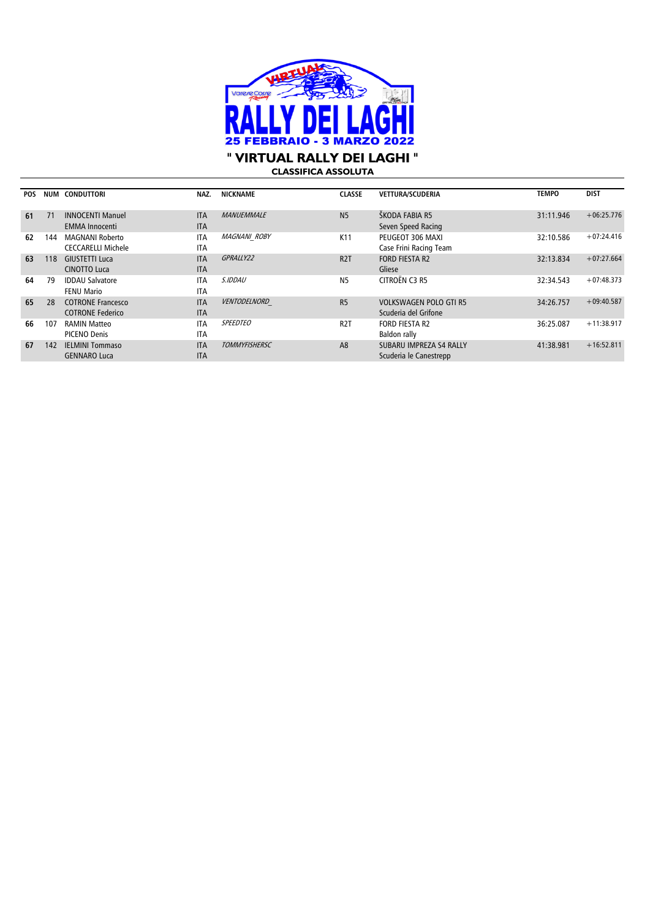# " VIRTUAL RALLY DEI LAGHI "

## CLASSIFICA ASSOLUTA

| POS | NUM | CONDUTTORI | NAZ. | NICKNAME | CLASSE | VETTURA/SCUDERIA | TEMPO | DIST |
|---|---|---|---|---|---|---|---|---|
| 61 | 71 | INNOCENTI Manuel<br>EMMA Innocenti | ITA<br>ITA | *MANUEMMALE* | N5 | ŠKODA FABIA R5<br>Seven Speed Racing | 31:11.946 | +06:25.776 |
| 62 | 144 | MAGNANI Roberto<br>CECCARELLI Michele | ITA<br>ITA | *MAGNANI_ROBY* | K11 | PEUGEOT 306 MAXI<br>Case Frini Racing Team | 32:10.586 | +07:24.416 |
| 63 | 118 | GIUSTETTI Luca<br>CINOTTO Luca | ITA<br>ITA | *GPRALLY22* | R2T | FORD FIESTA R2<br>Gliese | 32:13.834 | +07:27.664 |
| 64 | 79 | IDDAU Salvatore<br>FENU Mario | ITA<br>ITA | *S.IDDAU* | N5 | CITROËN C3 R5 | 32:34.543 | +07:48.373 |
| 65 | 28 | COTRONE Francesco<br>COTRONE Federico | ITA<br>ITA | *VENTODELNORD_* | R5 | VOLKSWAGEN POLO GTI R5<br>Scuderia del Grifone | 34:26.757 | +09:40.587 |
| 66 | 107 | RAMIN Matteo<br>PICENO Denis | ITA<br>ITA | *SPEEDTEO* | R2T | FORD FIESTA R2<br>Baldon rally | 36:25.087 | +11:38.917 |
| 67 | 142 | IELMINI Tommaso<br>GENNARO Luca | ITA<br>ITA | *TOMMYFISHERSC* | A8 | SUBARU IMPREZA S4 RALLY<br>Scuderia le Canestrepp | 41:38.981 | +16:52.811 |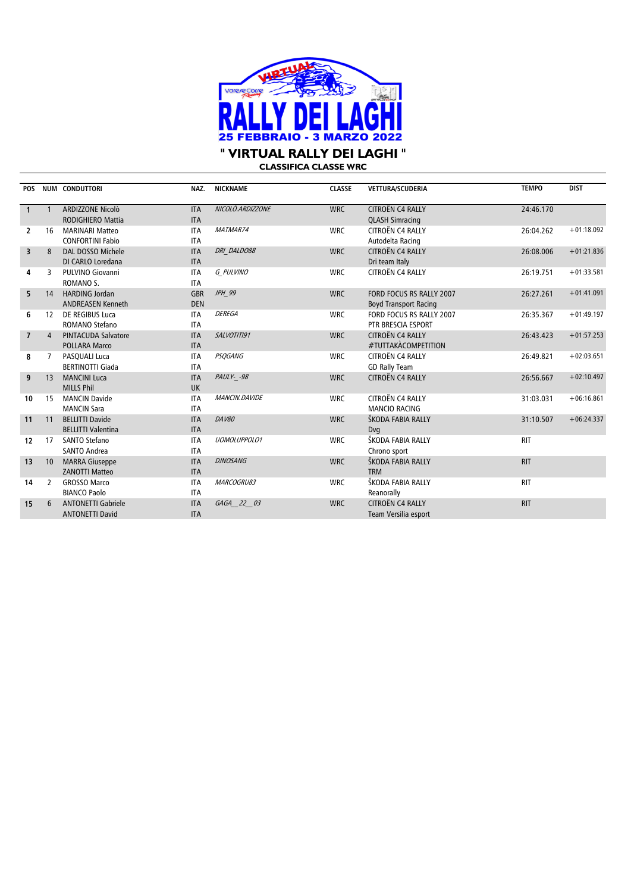# RALLY DEI LAGHI

**25 FEBBRAIO - 3 MARZO 2022**

## " VIRTUAL RALLY DEI LAGHI "

### CLASSIFICA CLASSE WRC

| POS | NUM | CONDUTTORI | NAZ. | NICKNAME | CLASSE | VETTURA/SCUDERIA | TEMPO | DIST |
|---|---|---|---|---|---|---|---|---|
| 1 | 1 | ARDIZZONE Nicolò<br>RODIGHIERO Mattia | ITA<br>ITA | *NICOLÒ.ARDIZZONE* | WRC | CITROËN C4 RALLY<br>QLASH Simracing | 24:46.170 | |
| 2 | 16 | MARINARI Matteo<br>CONFORTINI Fabio | ITA<br>ITA | *MATMAR74* | WRC | CITROËN C4 RALLY<br>Autodelta Racing | 26:04.262 | +01:18.092 |
| 3 | 8 | DAL DOSSO Michele<br>DI CARLO Loredana | ITA<br>ITA | *DRI_DALDO88* | WRC | CITROËN C4 RALLY<br>Dri team Italy | 26:08.006 | +01:21.836 |
| 4 | 3 | PULVINO Giovanni<br>ROMANO S. | ITA<br>ITA | *G_PULVINO* | WRC | CITROËN C4 RALLY | 26:19.751 | +01:33.581 |
| 5 | 14 | HARDING Jordan<br>ANDREASEN Kenneth | GBR<br>DEN | *JPH_99* | WRC | FORD FOCUS RS RALLY 2007<br>Boyd Transport Racing | 26:27.261 | +01:41.091 |
| 6 | 12 | DE REGIBUS Luca<br>ROMANO Stefano | ITA<br>ITA | *DEREGA* | WRC | FORD FOCUS RS RALLY 2007<br>PTR BRESCIA ESPORT | 26:35.367 | +01:49.197 |
| 7 | 4 | PINTACUDA Salvatore<br>POLLARA Marco | ITA<br>ITA | *SALVOTITI91* | WRC | CITROËN C4 RALLY<br>#TUTTAKÀCOMPETITION | 26:43.423 | +01:57.253 |
| 8 | 7 | PASQUALI Luca<br>BERTINOTTI Giada | ITA<br>ITA | *PSQGANG* | WRC | CITROËN C4 RALLY<br>GD Rally Team | 26:49.821 | +02:03.651 |
| 9 | 13 | MANCINI Luca<br>MILLS Phil | ITA<br>UK | *PAULY-_-98* | WRC | CITROËN C4 RALLY | 26:56.667 | +02:10.497 |
| 10 | 15 | MANCIN Davide<br>MANCIN Sara | ITA<br>ITA | *MANCIN.DAVIDE* | WRC | CITROËN C4 RALLY<br>MANCIO RACING | 31:03.031 | +06:16.861 |
| 11 | 11 | BELLITTI Davide<br>BELLITTI Valentina | ITA<br>ITA | *DAV80* | WRC | ŠKODA FABIA RALLY<br>Dvg | 31:10.507 | +06:24.337 |
| 12 | 17 | SANTO Stefano<br>SANTO Andrea | ITA<br>ITA | *UOMOLUPPOLO1* | WRC | ŠKODA FABIA RALLY<br>Chrono sport | RIT | |
| 13 | 10 | MARRA Giuseppe<br>ZANOTTI Matteo | ITA<br>ITA | *DJNOSANG* | WRC | ŠKODA FABIA RALLY<br>TRM | RIT | |
| 14 | 2 | GROSSO Marco<br>BIANCO Paolo | ITA<br>ITA | *MARCOGRU83* | WRC | ŠKODA FABIA RALLY<br>Reanorally | RIT | |
| 15 | 6 | ANTONETTI Gabriele<br>ANTONETTI David | ITA<br>ITA | *GAGA__22__03* | WRC | CITROËN C4 RALLY<br>Team Versilia esport | RIT | |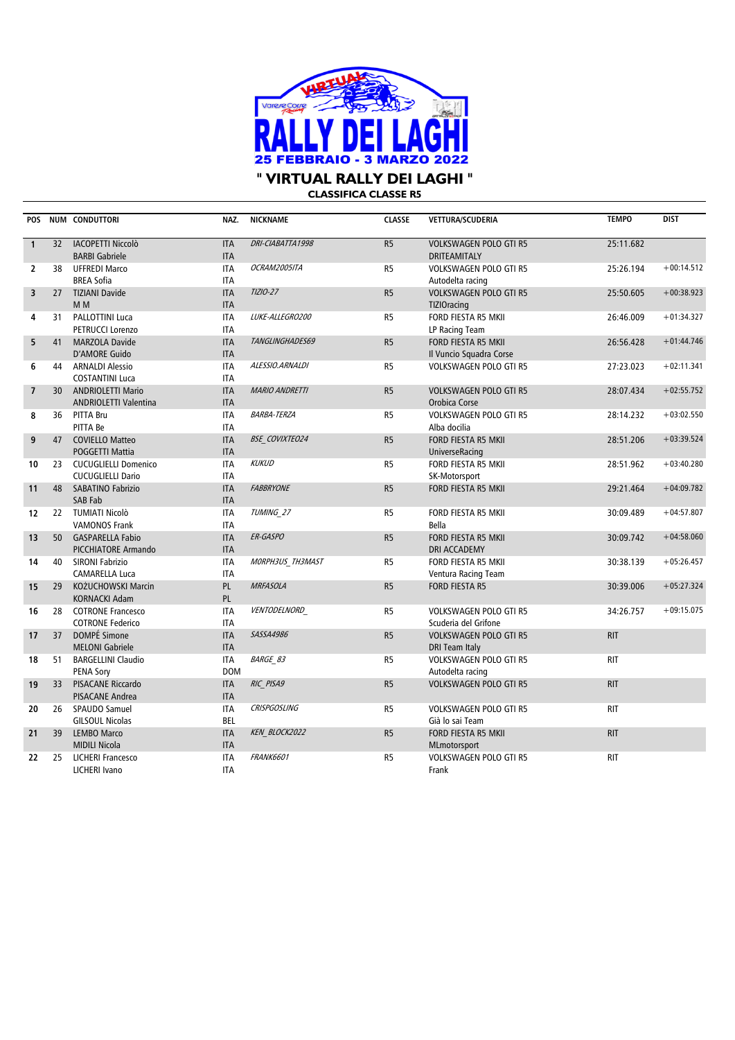# " VIRTUAL RALLY DEI LAGHI "

## CLASSIFICA CLASSE R5

| POS | NUM | CONDUTTORI | NAZ. | NICKNAME | CLASSE | VETTURA/SCUDERIA | TEMPO | DIST |
|---|---|---|---|---|---|---|---|---|
| 1 | 32 | IACOPETTI Niccolò<br>BARBI Gabriele | ITA<br>ITA | *DRI-CIABATTA1998* | R5 | VOLKSWAGEN POLO GTI R5<br>DRITEAMITALY | 25:11.682 | |
| 2 | 38 | UFFREDI Marco<br>BREA Sofia | ITA<br>ITA | *OCRAM2005ITA* | R5 | VOLKSWAGEN POLO GTI R5<br>Autodelta racing | 25:26.194 | +00:14.512 |
| 3 | 27 | TIZIANI Davide<br>M M | ITA<br>ITA | *TIZIO-27* | R5 | VOLKSWAGEN POLO GTI R5<br>TIZIOracing | 25:50.605 | +00:38.923 |
| 4 | 31 | PALLOTTINI Luca<br>PETRUCCI Lorenzo | ITA<br>ITA | *LUKE-ALLEGRO200* | R5 | FORD FIESTA R5 MKII<br>LP Racing Team | 26:46.009 | +01:34.327 |
| 5 | 41 | MARZOLA Davide<br>D'AMORE Guido | ITA<br>ITA | *TANGLINGHADES69* | R5 | FORD FIESTA R5 MKII<br>Il Vuncio Squadra Corse | 26:56.428 | +01:44.746 |
| 6 | 44 | ARNALDI Alessio<br>COSTANTINI Luca | ITA<br>ITA | *ALESSIO.ARNALDI* | R5 | VOLKSWAGEN POLO GTI R5 | 27:23.023 | +02:11.341 |
| 7 | 30 | ANDRIOLETTI Mario<br>ANDRIOLETTI Valentina | ITA<br>ITA | *MARIO ANDRETTI* | R5 | VOLKSWAGEN POLO GTI R5<br>Orobica Corse | 28:07.434 | +02:55.752 |
| 8 | 36 | PITTA Bru<br>PITTA Be | ITA<br>ITA | *BARBA-TERZA* | R5 | VOLKSWAGEN POLO GTI R5<br>Alba docilia | 28:14.232 | +03:02.550 |
| 9 | 47 | COVIELLO Matteo<br>POGGETTI Mattia | ITA<br>ITA | *BSE_COVIXTEO24* | R5 | FORD FIESTA R5 MKII<br>UniverseRacing | 28:51.206 | +03:39.524 |
| 10 | 23 | CUCUGLIELLI Domenico<br>CUCUGLIELLI Dario | ITA<br>ITA | *KUKUD* | R5 | FORD FIESTA R5 MKII<br>SK-Motorsport | 28:51.962 | +03:40.280 |
| 11 | 48 | SABATINO Fabrizio<br>SAB Fab | ITA<br>ITA | *FABBRYONE* | R5 | FORD FIESTA R5 MKII | 29:21.464 | +04:09.782 |
| 12 | 22 | TUMIATI Nicolò<br>VAMONOS Frank | ITA<br>ITA | *TUMING_27* | R5 | FORD FIESTA R5 MKII<br>Bella | 30:09.489 | +04:57.807 |
| 13 | 50 | GASPARELLA Fabio<br>PICCHIATORE Armando | ITA<br>ITA | *ER-GASPO* | R5 | FORD FIESTA R5 MKII<br>DRI ACCADEMY | 30:09.742 | +04:58.060 |
| 14 | 40 | SIRONI Fabrizio<br>CAMARELLA Luca | ITA<br>ITA | *MORPH3US_TH3MAST* | R5 | FORD FIESTA R5 MKII<br>Ventura Racing Team | 30:38.139 | +05:26.457 |
| 15 | 29 | KOŻUCHOWSKI Marcin<br>KORNACKI Adam | PL<br>PL | *MRFASOLA* | R5 | FORD FIESTA R5 | 30:39.006 | +05:27.324 |
| 16 | 28 | COTRONE Francesco<br>COTRONE Federico | ITA<br>ITA | *VENTODELNORD_* | R5 | VOLKSWAGEN POLO GTI R5<br>Scuderia del Grifone | 34:26.757 | +09:15.075 |
| 17 | 37 | DOMPÉ Simone<br>MELONI Gabriele | ITA<br>ITA | *SASSA4986* | R5 | VOLKSWAGEN POLO GTI R5<br>DRI Team Italy | RIT | |
| 18 | 51 | BARGELLINI Claudio<br>PENA Sory | ITA<br>DOM | *BARGE_83* | R5 | VOLKSWAGEN POLO GTI R5<br>Autodelta racing | RIT | |
| 19 | 33 | PISACANE Riccardo<br>PISACANE Andrea | ITA<br>ITA | *RIC_PISA9* | R5 | VOLKSWAGEN POLO GTI R5 | RIT | |
| 20 | 26 | SPAUDO Samuel<br>GILSOUL Nicolas | ITA<br>BEL | *CRISPGOSLING* | R5 | VOLKSWAGEN POLO GTI R5<br>Già lo sai Team | RIT | |
| 21 | 39 | LEMBO Marco<br>MIDILI Nicola | ITA<br>ITA | *KEN_BLOCK2022* | R5 | FORD FIESTA R5 MKII<br>MLmotorsport | RIT | |
| 22 | 25 | LICHERI Francesco<br>LICHERI Ivano | ITA<br>ITA | *FRANK6601* | R5 | VOLKSWAGEN POLO GTI R5<br>Frank | RIT | |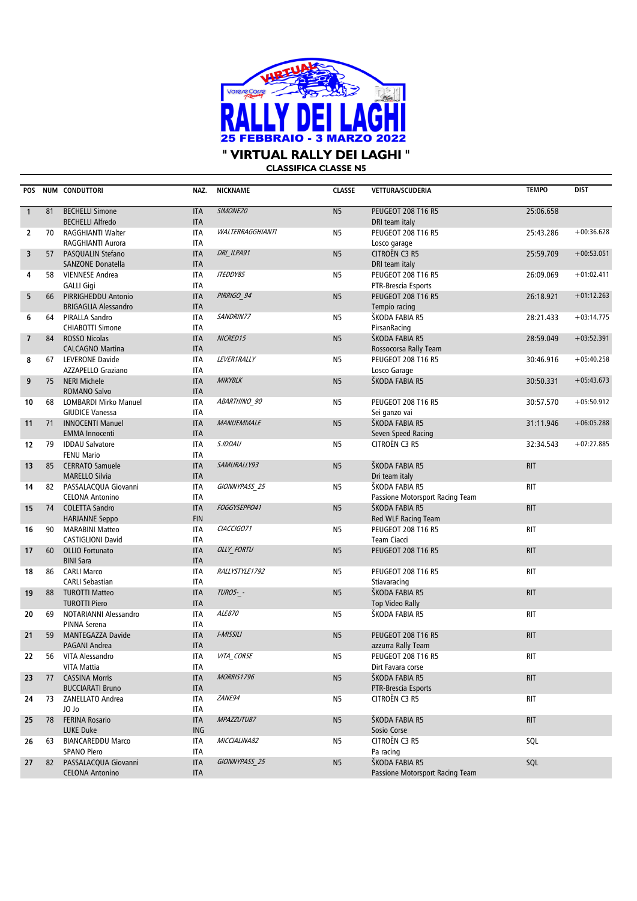# " VIRTUAL RALLY DEI LAGHI "

**25 FEBBRAIO - 3 MARZO 2022**

## CLASSIFICA CLASSE N5

| POS | NUM | CONDUTTORI | NAZ. | NICKNAME | CLASSE | VETTURA/SCUDERIA | TEMPO | DIST |
|---|---|---|---|---|---|---|---|---|
| 1 | 81 | BECHELLI Simone<br>BECHELLI Alfredo | ITA<br>ITA | *SIMONE20* | N5 | PEUGEOT 208 T16 R5<br>DRI team italy | 25:06.658 | |
| 2 | 70 | RAGGHIANTI Walter<br>RAGGHIANTI Aurora | ITA<br>ITA | *WALTERRAGGHIANTI* | N5 | PEUGEOT 208 T16 R5<br>Losco garage | 25:43.286 | +00:36.628 |
| 3 | 57 | PASQUALIN Stefano<br>SANZONE Donatella | ITA<br>ITA | *DRI_ILPA91* | N5 | CITROËN C3 R5<br>DRI team italy | 25:59.709 | +00:53.051 |
| 4 | 58 | VIENNESE Andrea<br>GALLI Gigi | ITA<br>ITA | *ITEDDY85* | N5 | PEUGEOT 208 T16 R5<br>PTR-Brescia Esports | 26:09.069 | +01:02.411 |
| 5 | 66 | PIRRIGHEDDU Antonio<br>BRIGAGLIA Alessandro | ITA<br>ITA | *PIRRIGO_94* | N5 | PEUGEOT 208 T16 R5<br>Tempio racing | 26:18.921 | +01:12.263 |
| 6 | 64 | PIRALLA Sandro<br>CHIABOTTI Simone | ITA<br>ITA | *SANDRIN77* | N5 | ŠKODA FABIA R5<br>PirsanRacing | 28:21.433 | +03:14.775 |
| 7 | 84 | ROSSO Nicolas<br>CALCAGNO Martina | ITA<br>ITA | *NICRED15* | N5 | ŠKODA FABIA R5<br>Rossocorsa Rally Team | 28:59.049 | +03:52.391 |
| 8 | 67 | LEVERONE Davide<br>AZZAPELLO Graziano | ITA<br>ITA | *LEVER1RALLY* | N5 | PEUGEOT 208 T16 R5<br>Losco Garage | 30:46.916 | +05:40.258 |
| 9 | 75 | NERI Michele<br>ROMANO Salvo | ITA<br>ITA | *MIKYBLK* | N5 | ŠKODA FABIA R5 | 30:50.331 | +05:43.673 |
| 10 | 68 | LOMBARDI Mirko Manuel<br>GIUDICE Vanessa | ITA<br>ITA | *ABARTHINO_90* | N5 | PEUGEOT 208 T16 R5<br>Sei ganzo vai | 30:57.570 | +05:50.912 |
| 11 | 71 | INNOCENTI Manuel<br>EMMA Innocenti | ITA<br>ITA | *MANUEMMALE* | N5 | ŠKODA FABIA R5<br>Seven Speed Racing | 31:11.946 | +06:05.288 |
| 12 | 79 | IDDAU Salvatore<br>FENU Mario | ITA<br>ITA | *S.IDDAU* | N5 | CITROËN C3 R5 | 32:34.543 | +07:27.885 |
| 13 | 85 | CERRATO Samuele<br>MARELLO Silvia | ITA<br>ITA | *SAMURALLY93* | N5 | ŠKODA FABIA R5<br>Dri team italy | RIT | |
| 14 | 82 | PASSALACQUA Giovanni<br>CELONA Antonino | ITA<br>ITA | *GIONNYPASS_25* | N5 | ŠKODA FABIA R5<br>Passione Motorsport Racing Team | RIT | |
| 15 | 74 | COLETTA Sandro<br>HARJANNE Seppo | ITA<br>FIN | *FOGGYSEPPO41* | N5 | ŠKODA FABIA R5<br>Red WLF Racing Team | RIT | |
| 16 | 90 | MARABINI Matteo<br>CASTIGLIONI David | ITA<br>ITA | *CIACCIGO71* | N5 | PEUGEOT 208 T16 R5<br>Team Ciacci | RIT | |
| 17 | 60 | OLLIO Fortunato<br>BINI Sara | ITA<br>ITA | *OLLY_FORTU* | N5 | PEUGEOT 208 T16 R5 | RIT | |
| 18 | 86 | CARLI Marco<br>CARLI Sebastian | ITA<br>ITA | *RALLYSTYLE1792* | N5 | PEUGEOT 208 T16 R5<br>Stiavaracing | RIT | |
| 19 | 88 | TUROTTI Matteo<br>TUROTTI Piero | ITA<br>ITA | *TURO5-_-* | N5 | ŠKODA FABIA R5<br>Top Video Rally | RIT | |
| 20 | 69 | NOTARIANNI Alessandro<br>PINNA Serena | ITA<br>ITA | *ALE870* | N5 | ŠKODA FABIA R5 | RIT | |
| 21 | 59 | MANTEGAZZA Davide<br>PAGANI Andrea | ITA<br>ITA | *I-MISSILI* | N5 | PEUGEOT 208 T16 R5<br>azzurra Rally Team | RIT | |
| 22 | 56 | VITA Alessandro<br>VITA Mattia | ITA<br>ITA | *VITA_CORSE* | N5 | PEUGEOT 208 T16 R5<br>Dirt Favara corse | RIT | |
| 23 | 77 | CASSINA Morris<br>BUCCIARATI Bruno | ITA<br>ITA | *MORRIS1796* | N5 | ŠKODA FABIA R5<br>PTR-Brescia Esports | RIT | |
| 24 | 73 | ZANELLATO Andrea<br>JO Jo | ITA<br>ITA | *ZANE94* | N5 | CITROËN C3 R5 | RIT | |
| 25 | 78 | FERINA Rosario<br>LUKE Duke | ITA<br>ING | *MPAZZUTU87* | N5 | ŠKODA FABIA R5<br>Sosio Corse | RIT | |
| 26 | 63 | BIANCAREDDU Marco<br>SPANO Piero | ITA<br>ITA | *MICCIALINA82* | N5 | CITROËN C3 R5<br>Pa racing | SQL | |
| 27 | 82 | PASSALACQUA Giovanni<br>CELONA Antonino | ITA<br>ITA | *GIONNYPASS_25* | N5 | ŠKODA FABIA R5<br>Passione Motorsport Racing Team | SQL | |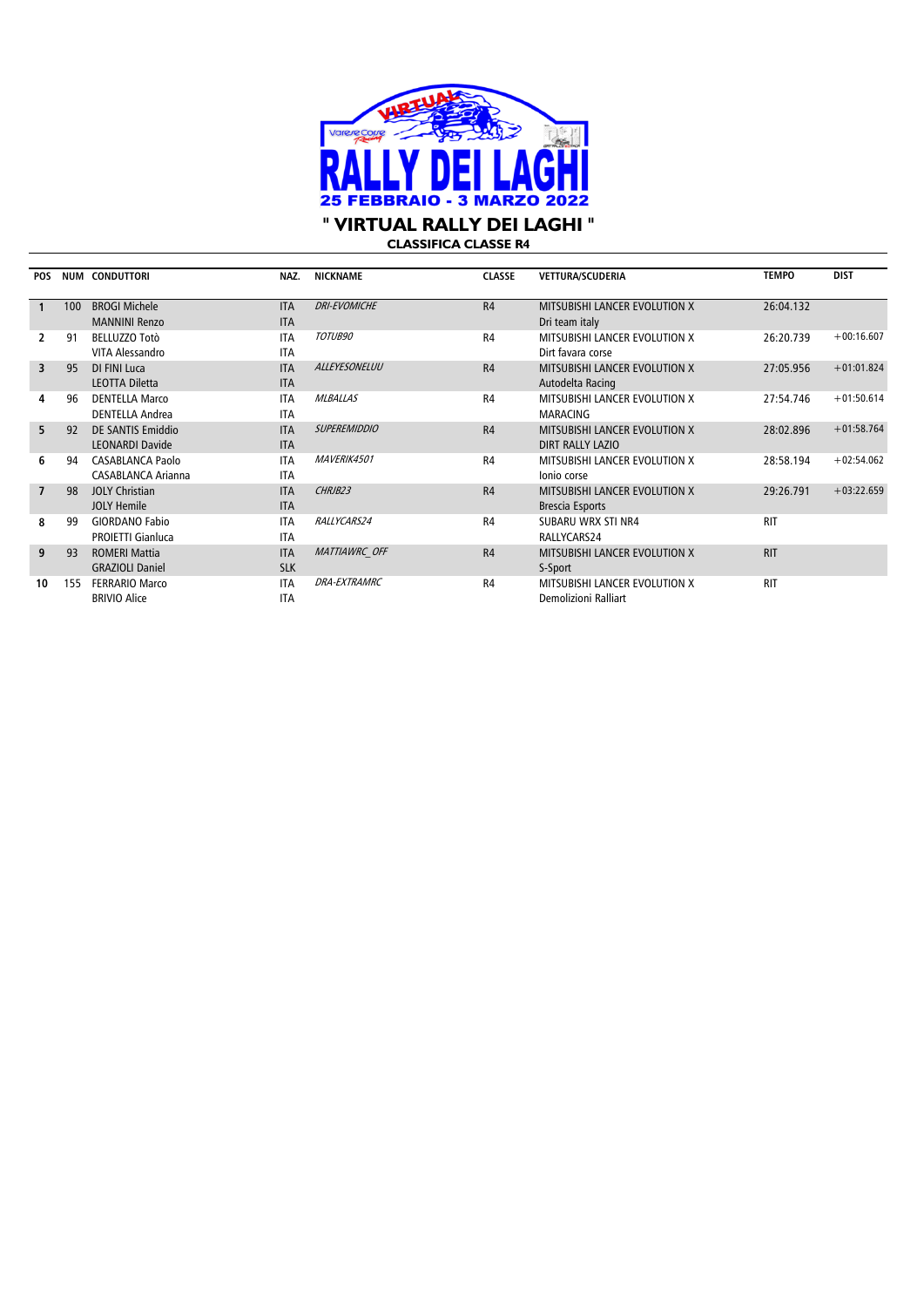# " VIRTUAL RALLY DEI LAGHI "

## CLASSIFICA CLASSE R4

| POS | NUM | CONDUTTORI | NAZ. | NICKNAME | CLASSE | VETTURA/SCUDERIA | TEMPO | DIST |
|---|---|---|---|---|---|---|---|---|
| 1 | 100 | BROGI Michele<br>MANNINI Renzo | ITA<br>ITA | *DRI-EVOMICHE* | R4 | MITSUBISHI LANCER EVOLUTION X<br>Dri team italy | 26:04.132 | |
| 2 | 91 | BELLUZZO Totò<br>VITA Alessandro | ITA<br>ITA | *TOTUB90* | R4 | MITSUBISHI LANCER EVOLUTION X<br>Dirt favara corse | 26:20.739 | +00:16.607 |
| 3 | 95 | DI FINI Luca<br>LEOTTA Diletta | ITA<br>ITA | *ALLEYESONELUU* | R4 | MITSUBISHI LANCER EVOLUTION X<br>Autodelta Racing | 27:05.956 | +01:01.824 |
| 4 | 96 | DENTELLA Marco<br>DENTELLA Andrea | ITA<br>ITA | *MLBALLAS* | R4 | MITSUBISHI LANCER EVOLUTION X<br>MARACING | 27:54.746 | +01:50.614 |
| 5 | 92 | DE SANTIS Emiddio<br>LEONARDI Davide | ITA<br>ITA | *SUPEREMIDDIO* | R4 | MITSUBISHI LANCER EVOLUTION X<br>DIRT RALLY LAZIO | 28:02.896 | +01:58.764 |
| 6 | 94 | CASABLANCA Paolo<br>CASABLANCA Arianna | ITA<br>ITA | *MAVERIK4501* | R4 | MITSUBISHI LANCER EVOLUTION X<br>Ionio corse | 28:58.194 | +02:54.062 |
| 7 | 98 | JOLY Christian<br>JOLY Hemile | ITA<br>ITA | *CHRJB23* | R4 | MITSUBISHI LANCER EVOLUTION X<br>Brescia Esports | 29:26.791 | +03:22.659 |
| 8 | 99 | GIORDANO Fabio<br>PROIETTI Gianluca | ITA<br>ITA | *RALLYCARS24* | R4 | SUBARU WRX STI NR4<br>RALLYCARS24 | RIT | |
| 9 | 93 | ROMERI Mattia<br>GRAZIOLI Daniel | ITA<br>SLK | *MATTIAWRC_OFF* | R4 | MITSUBISHI LANCER EVOLUTION X<br>S-Sport | RIT | |
| 10 | 155 | FERRARIO Marco<br>BRIVIO Alice | ITA<br>ITA | *DRA-EXTRAMRC* | R4 | MITSUBISHI LANCER EVOLUTION X<br>Demolizioni Ralliart | RIT | |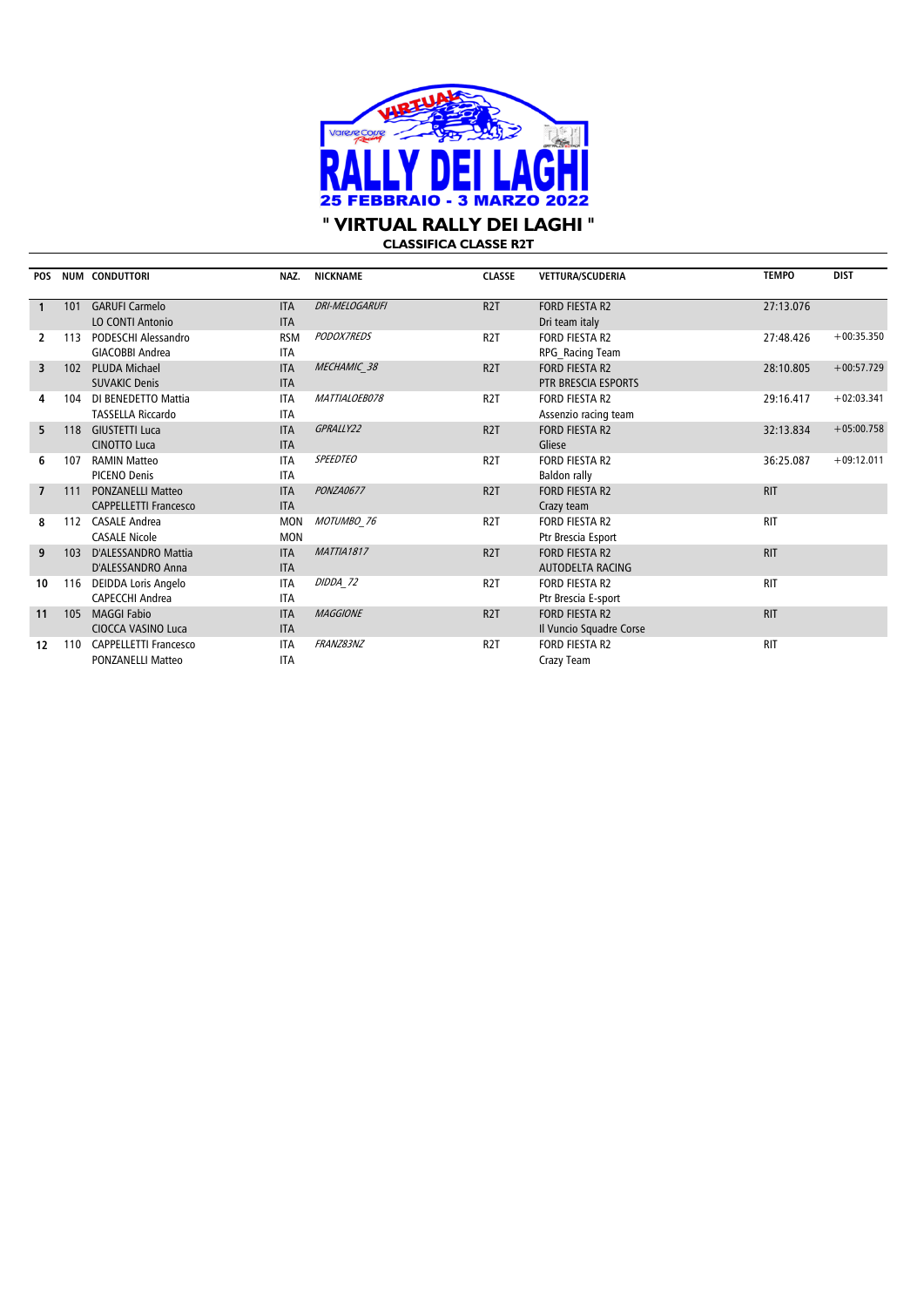VIRTUAL

Varese Corse Racing

# RALLY DEI LAGHI

25 FEBBRAIO - 3 MARZO 2022

## " VIRTUAL RALLY DEI LAGHI "

### CLASSIFICA CLASSE R2T

| POS | NUM | CONDUTTORI | NAZ. | NICKNAME | CLASSE | VETTURA/SCUDERIA | TEMPO | DIST |
|---|---|---|---|---|---|---|---|---|
| 1 | 101 | GARUFI Carmelo<br>LO CONTI Antonio | ITA<br>ITA | *DRI-MELOGARUFI* | R2T | FORD FIESTA R2<br>Dri team italy | 27:13.076 | |
| 2 | 113 | PODESCHI Alessandro<br>GIACOBBI Andrea | RSM<br>ITA | *PODOX7REDS* | R2T | FORD FIESTA R2<br>RPG_Racing Team | 27:48.426 | +00:35.350 |
| 3 | 102 | PLUDA Michael<br>SUVAKIC Denis | ITA<br>ITA | *MECHAMIC_38* | R2T | FORD FIESTA R2<br>PTR BRESCIA ESPORTS | 28:10.805 | +00:57.729 |
| 4 | 104 | DI BENEDETTO Mattia<br>TASSELLA Riccardo | ITA<br>ITA | *MATTIALOEB078* | R2T | FORD FIESTA R2<br>Assenzio racing team | 29:16.417 | +02:03.341 |
| 5 | 118 | GIUSTETTI Luca<br>CINOTTO Luca | ITA<br>ITA | *GPRALLY22* | R2T | FORD FIESTA R2<br>Gliese | 32:13.834 | +05:00.758 |
| 6 | 107 | RAMIN Matteo<br>PICENO Denis | ITA<br>ITA | *SPEEDTEO* | R2T | FORD FIESTA R2<br>Baldon rally | 36:25.087 | +09:12.011 |
| 7 | 111 | PONZANELLI Matteo<br>CAPPELLETTI Francesco | ITA<br>ITA | *PONZA0677* | R2T | FORD FIESTA R2<br>Crazy team | RIT | |
| 8 | 112 | CASALE Andrea<br>CASALE Nicole | MON<br>MON | *MOTUMBO_76* | R2T | FORD FIESTA R2<br>Ptr Brescia Esport | RIT | |
| 9 | 103 | D'ALESSANDRO Mattia<br>D'ALESSANDRO Anna | ITA<br>ITA | *MATTIA1817* | R2T | FORD FIESTA R2<br>AUTODELTA RACING | RIT | |
| 10 | 116 | DEIDDA Loris Angelo<br>CAPECCHI Andrea | ITA<br>ITA | *DIDDA_72* | R2T | FORD FIESTA R2<br>Ptr Brescia E-sport | RIT | |
| 11 | 105 | MAGGI Fabio<br>CIOCCA VASINO Luca | ITA<br>ITA | *MAGGIONE* | R2T | FORD FIESTA R2<br>Il Vuncio Squadre Corse | RIT | |
| 12 | 110 | CAPPELLETTI Francesco<br>PONZANELLI Matteo | ITA<br>ITA | *FRANZ83NZ* | R2T | FORD FIESTA R2<br>Crazy Team | RIT | |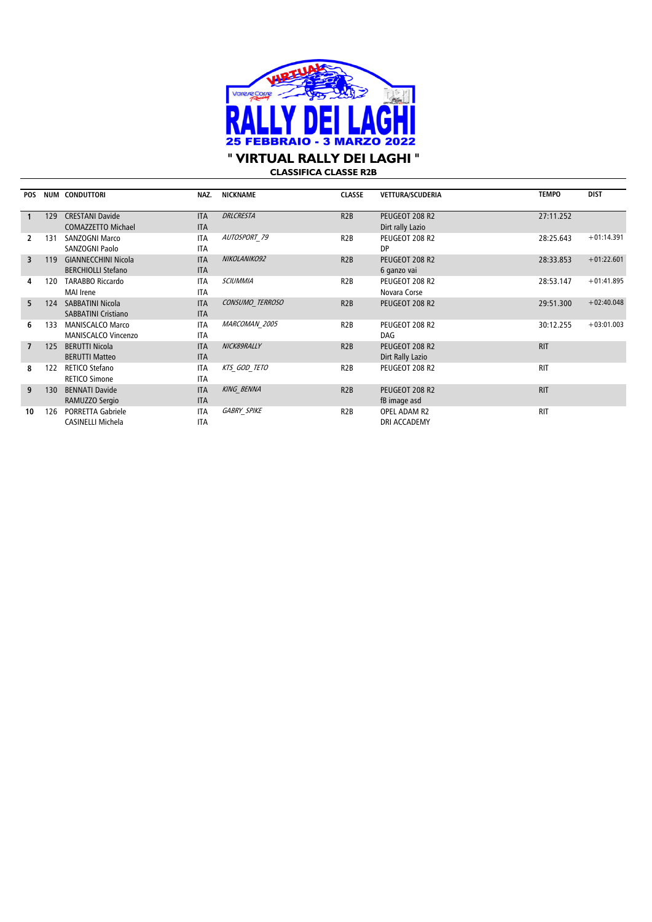# " VIRTUAL RALLY DEI LAGHI "

## CLASSIFICA CLASSE R2B

| POS | NUM | CONDUTTORI | NAZ. | NICKNAME | CLASSE | VETTURA/SCUDERIA | TEMPO | DIST |
|---|---|---|---|---|---|---|---|---|
| 1 | 129 | CRESTANI Davide<br>COMAZZETTO Michael | ITA<br>ITA | *DRLCRESTA* | R2B | PEUGEOT 208 R2<br>Dirt rally Lazio | 27:11.252 | |
| 2 | 131 | SANZOGNI Marco<br>SANZOGNI Paolo | ITA<br>ITA | *AUTOSPORT_79* | R2B | PEUGEOT 208 R2<br>DP | 28:25.643 | +01:14.391 |
| 3 | 119 | GIANNECCHINI Nicola<br>BERCHIOLLI Stefano | ITA<br>ITA | *NIKOLANIKO92* | R2B | PEUGEOT 208 R2<br>6 ganzo vai | 28:33.853 | +01:22.601 |
| 4 | 120 | TARABBO Riccardo<br>MAI Irene | ITA<br>ITA | *SCIUMMIA* | R2B | PEUGEOT 208 R2<br>Novara Corse | 28:53.147 | +01:41.895 |
| 5 | 124 | SABBATINI Nicola<br>SABBATINI Cristiano | ITA<br>ITA | *CONSUMO_TERROSO* | R2B | PEUGEOT 208 R2 | 29:51.300 | +02:40.048 |
| 6 | 133 | MANISCALCO Marco<br>MANISCALCO Vincenzo | ITA<br>ITA | *MARCOMAN_2005* | R2B | PEUGEOT 208 R2<br>DAG | 30:12.255 | +03:01.003 |
| 7 | 125 | BERUTTI Nicola<br>BERUTTI Matteo | ITA<br>ITA | *NICK89RALLY* | R2B | PEUGEOT 208 R2<br>Dirt Rally Lazio | RIT | |
| 8 | 122 | RETICO Stefano<br>RETICO Simone | ITA<br>ITA | *KTS_GOD_TETO* | R2B | PEUGEOT 208 R2 | RIT | |
| 9 | 130 | BENNATI Davide<br>RAMUZZO Sergio | ITA<br>ITA | *KING_BENNA* | R2B | PEUGEOT 208 R2<br>fB image asd | RIT | |
| 10 | 126 | PORRETTA Gabriele<br>CASINELLI Michela | ITA<br>ITA | *GABRY_SPIKE* | R2B | OPEL ADAM R2<br>DRI ACCADEMY | RIT | |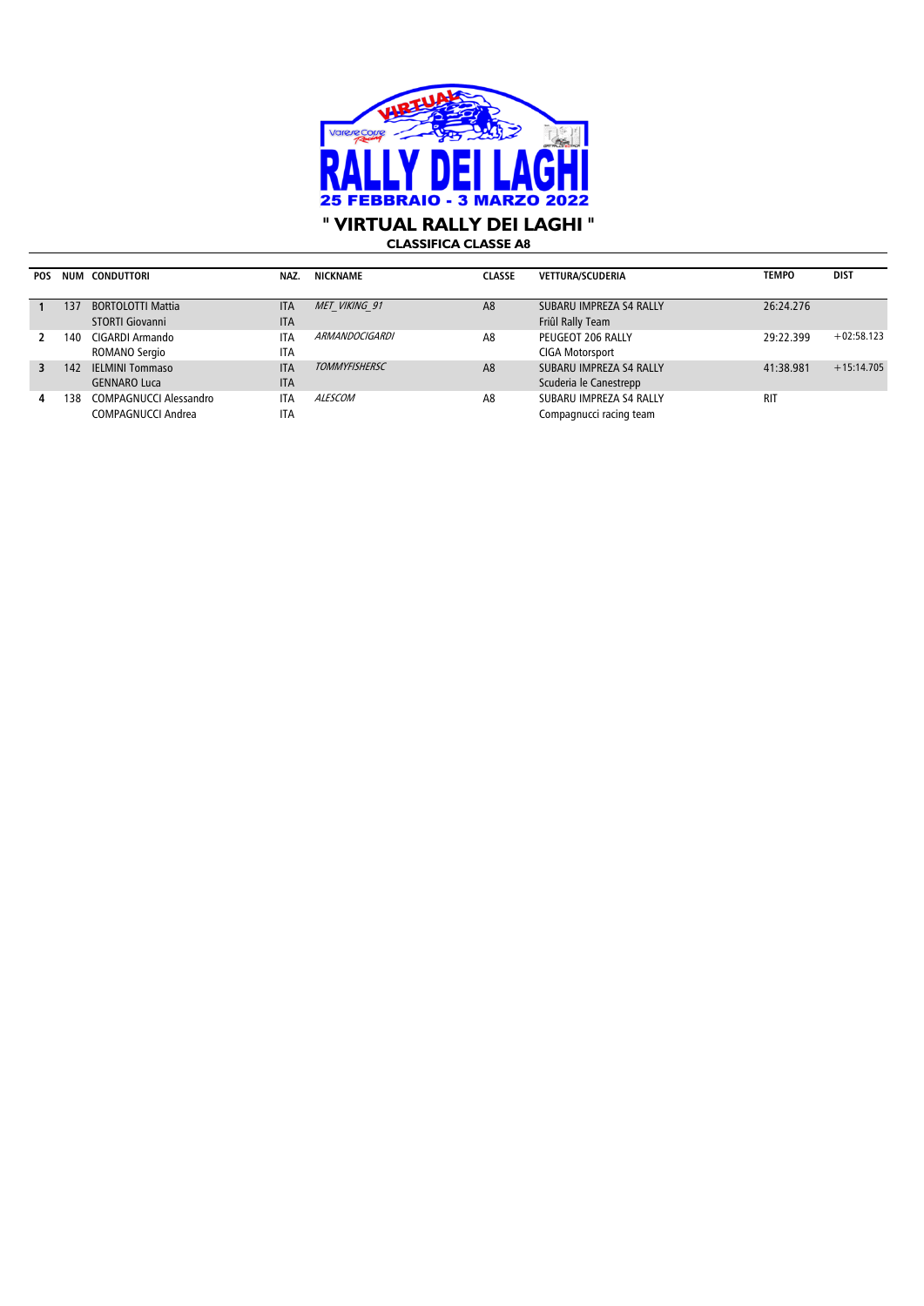RALLY DEI LAGHI

25 FEBBRAIO - 3 MARZO 2022

## " VIRTUAL RALLY DEI LAGHI "

### CLASSIFICA CLASSE A8

| POS | NUM | CONDUTTORI | NAZ. | NICKNAME | CLASSE | VETTURA/SCUDERIA | TEMPO | DIST |
|---|---|---|---|---|---|---|---|---|
| 1 | 137 | BORTOLOTTI Mattia<br>STORTI Giovanni | ITA<br>ITA | *MET_VIKING_91* | A8 | SUBARU IMPREZA S4 RALLY<br>Friûl Rally Team | 26:24.276 | |
| 2 | 140 | CIGARDI Armando<br>ROMANO Sergio | ITA<br>ITA | *ARMANDOCIGARDI* | A8 | PEUGEOT 206 RALLY<br>CIGA Motorsport | 29:22.399 | +02:58.123 |
| 3 | 142 | IELMINI Tommaso<br>GENNARO Luca | ITA<br>ITA | *TOMMYFISHERSC* | A8 | SUBARU IMPREZA S4 RALLY<br>Scuderia le Canestrepp | 41:38.981 | +15:14.705 |
| 4 | 138 | COMPAGNUCCI Alessandro<br>COMPAGNUCCI Andrea | ITA<br>ITA | *ALESCOM* | A8 | SUBARU IMPREZA S4 RALLY<br>Compagnucci racing team | RIT | |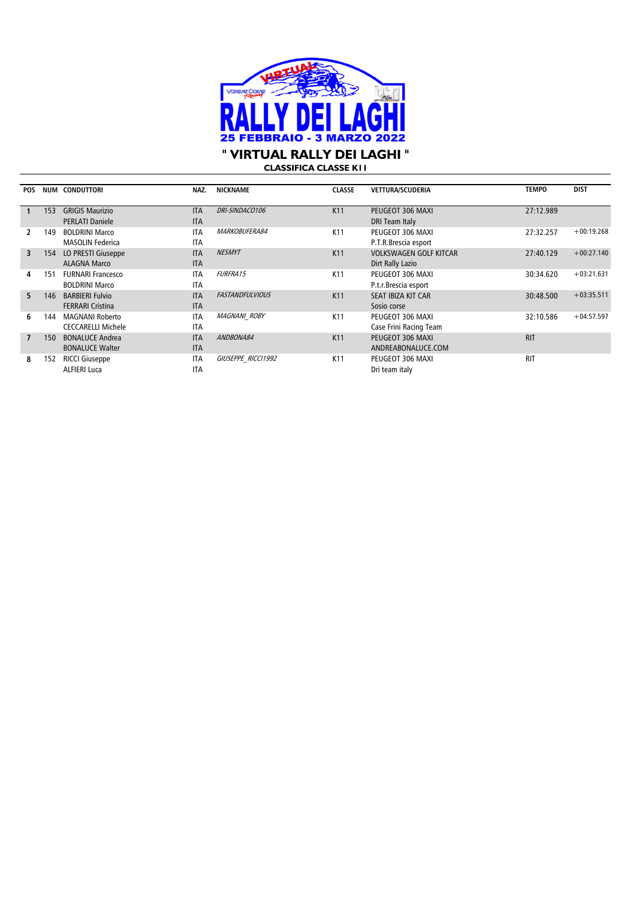# " VIRTUAL RALLY DEI LAGHI "

## CLASSIFICA CLASSE K11

| POS | NUM | CONDUTTORI | NAZ. | NICKNAME | CLASSE | VETTURA/SCUDERIA | TEMPO | DIST |
|---|---|---|---|---|---|---|---|---|
| 1 | 153 | GRIGIS Maurizio<br>PERLATI Daniele | ITA<br>ITA | *DRI-SINDACO106* | K11 | PEUGEOT 306 MAXI<br>DRI Team Italy | 27:12.989 | |
| 2 | 149 | BOLDRINI Marco<br>MASOLIN Federica | ITA<br>ITA | *MARKOBUFERA84* | K11 | PEUGEOT 306 MAXI<br>P.T.R.Brescia esport | 27:32.257 | +00:19.268 |
| 3 | 154 | LO PRESTI Giuseppe<br>ALAGNA Marco | ITA<br>ITA | *NESMYT* | K11 | VOLKSWAGEN GOLF KITCAR<br>Dirt Rally Lazio | 27:40.129 | +00:27.140 |
| 4 | 151 | FURNARI Francesco<br>BOLDRINI Marco | ITA<br>ITA | *FURFRA15* | K11 | PEUGEOT 306 MAXI<br>P.t.r.Brescia esport | 30:34.620 | +03:21.631 |
| 5 | 146 | BARBIERI Fulvio<br>FERRARI Cristina | ITA<br>ITA | *FASTANDFULVIOUS* | K11 | SEAT IBIZA KIT CAR<br>Sosio corse | 30:48.500 | +03:35.511 |
| 6 | 144 | MAGNANI Roberto<br>CECCARELLI Michele | ITA<br>ITA | *MAGNANI_ROBY* | K11 | PEUGEOT 306 MAXI<br>Case Frini Racing Team | 32:10.586 | +04:57.597 |
| 7 | 150 | BONALUCE Andrea<br>BONALUCE Walter | ITA<br>ITA | *ANDBONA84* | K11 | PEUGEOT 306 MAXI<br>ANDREABONALUCE.COM | RIT | |
| 8 | 152 | RICCI Giuseppe<br>ALFIERI Luca | ITA<br>ITA | *GIUSEPPE_RICCI1992* | K11 | PEUGEOT 306 MAXI<br>Dri team italy | RIT | |